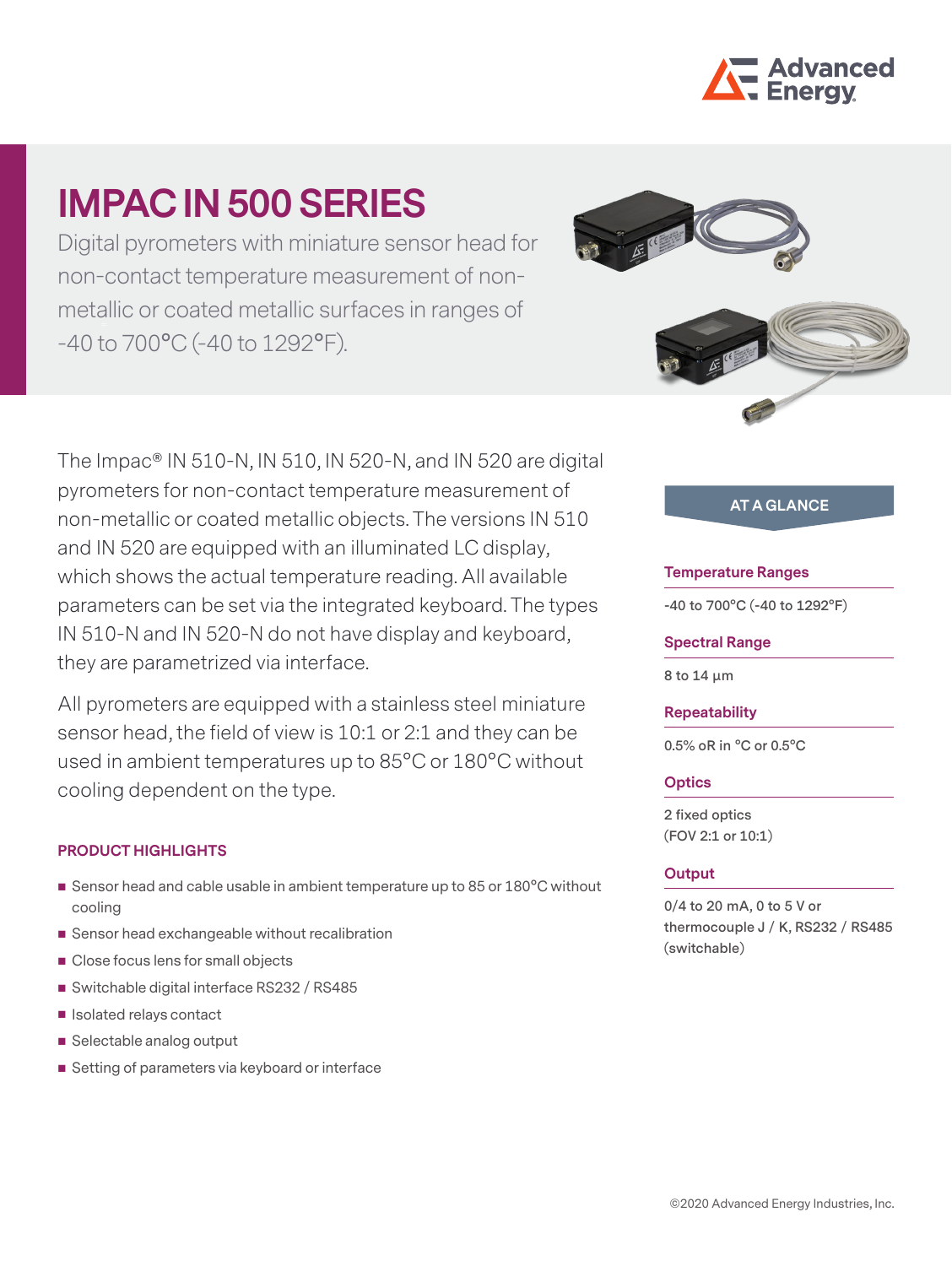# IMPAC IN 500 SERIES

Digital pyrometers with miniature sensor head for non-contact temperature measurement of non-metallic or coated metallic surfaces in ranges of -40 to 700°C (-40 to 1292°F).

The Impac® IN 510-N, IN 510, IN 520-N, and IN 520 are digital pyrometers for non-contact temperature measurement of non-metallic or coated metallic objects. The versions IN 510 and IN 520 are equipped with an illuminated LC display, which shows the actual temperature reading. All available parameters can be set via the integrated keyboard. The types IN 510-N and IN 520-N do not have display and keyboard, they are parametrized via interface.

All pyrometers are equipped with a stainless steel miniature sensor head, the field of view is 10:1 or 2:1 and they can be used in ambient temperatures up to 85°C or 180°C without cooling dependent on the type.

### PRODUCT HIGHLIGHTS

- Sensor head and cable usable in ambient temperature up to 85 or 180°C without cooling
- Sensor head exchangeable without recalibration
- Close focus lens for small objects
- Switchable digital interface RS232 / RS485
- Isolated relays contact
- Selectable analog output
- Setting of parameters via keyboard or interface

## AT A GLANCE

**Temperature Ranges**

-40 to 700°C (-40 to 1292°F)

**Spectral Range**

8 to 14 µm

**Repeatability**

0.5% oR in °C or 0.5°C

**Optics**

2 fixed optics
(FOV 2:1 or 10:1)

**Output**

0/4 to 20 mA, 0 to 5 V or thermocouple J / K, RS232 / RS485 (switchable)

©2020 Advanced Energy Industries, Inc.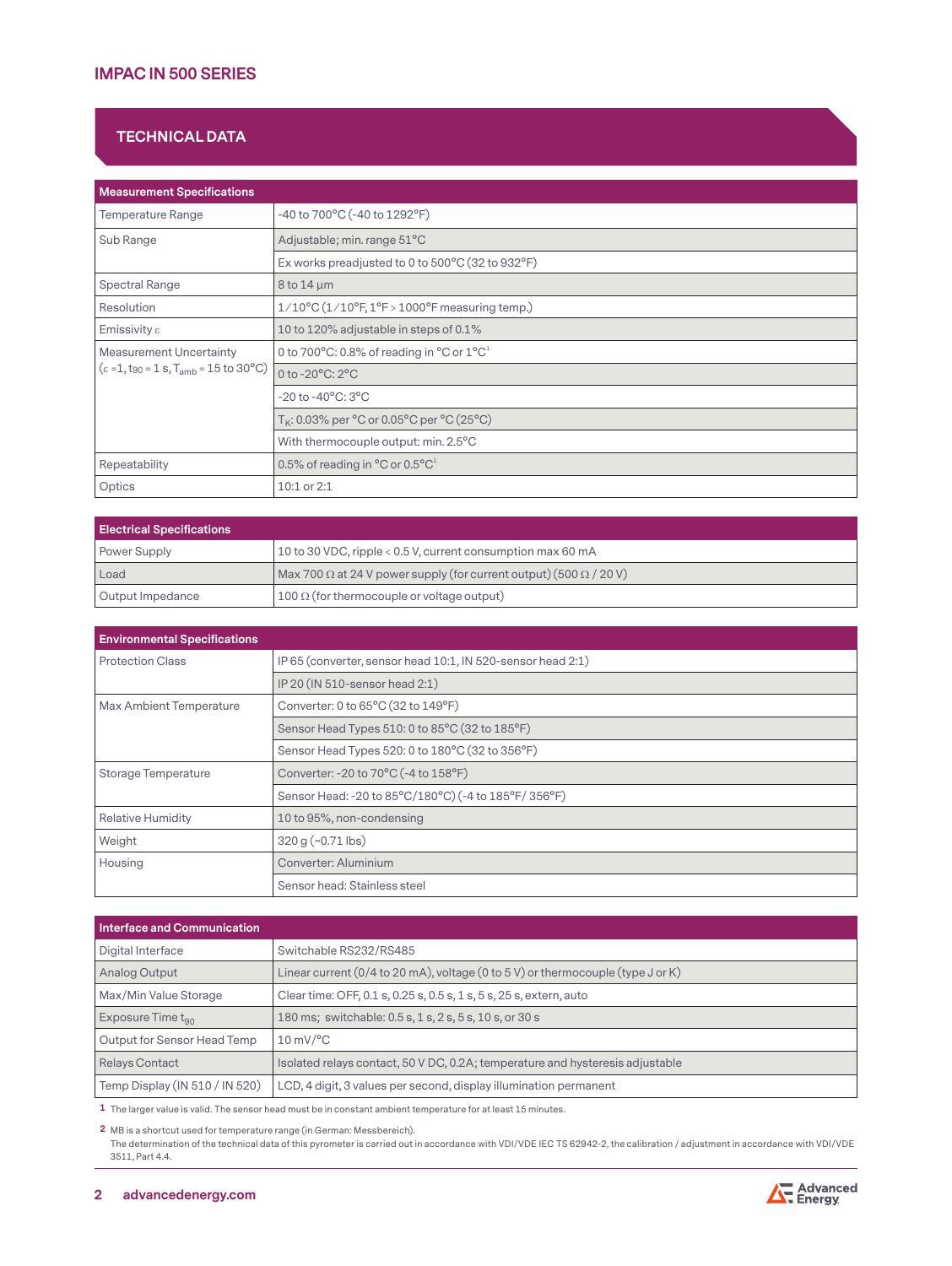## TECHNICAL DATA

| Measurement Specifications | |
|---|---|
| Temperature Range | -40 to 700°C (-40 to 1292°F) |
| Sub Range | Adjustable; min. range 51°C |
| | Ex works preadjusted to 0 to 500°C (32 to 932°F) |
| Spectral Range | 8 to 14 µm |
| Resolution | 1/10°C (1/10°F, 1°F > 1000°F measuring temp.) |
| Emissivity ε | 10 to 120% adjustable in steps of 0.1% |
| Measurement Uncertainty ($\varepsilon$ =1, $t_{90}$ = 1 s, $T_{amb}$ = 15 to 30°C) | 0 to 700°C: 0.8% of reading in °C or 1°C[1] |
| | 0 to -20°C: 2°C |
| | -20 to -40°C: 3°C |
| | $T_K$: 0.03% per °C or 0.05°C per °C (25°C) |
| | With thermocouple output: min. 2.5°C |
| Repeatability | 0.5% of reading in °C or 0.5°C[1] |
| Optics | 10:1 or 2:1 |

| Electrical Specifications | |
|---|---|
| Power Supply | 10 to 30 VDC, ripple < 0.5 V, current consumption max 60 mA |
| Load | Max 700 Ω at 24 V power supply (for current output) (500 Ω / 20 V) |
| Output Impedance | 100 Ω (for thermocouple or voltage output) |

| Environmental Specifications | |
|---|---|
| Protection Class | IP 65 (converter, sensor head 10:1, IN 520-sensor head 2:1) |
| | IP 20 (IN 510-sensor head 2:1) |
| Max Ambient Temperature | Converter: 0 to 65°C (32 to 149°F) |
| | Sensor Head Types 510: 0 to 85°C (32 to 185°F) |
| | Sensor Head Types 520: 0 to 180°C (32 to 356°F) |
| Storage Temperature | Converter: -20 to 70°C (-4 to 158°F) |
| | Sensor Head: -20 to 85°C/180°C) (-4 to 185°F/ 356°F) |
| Relative Humidity | 10 to 95%, non-condensing |
| Weight | 320 g (~0.71 lbs) |
| Housing | Converter: Aluminium |
| | Sensor head: Stainless steel |

| Interface and Communication | |
|---|---|
| Digital Interface | Switchable RS232/RS485 |
| Analog Output | Linear current (0/4 to 20 mA), voltage (0 to 5 V) or thermocouple (type J or K) |
| Max/Min Value Storage | Clear time: OFF, 0.1 s, 0.25 s, 0.5 s, 1 s, 5 s, 25 s, extern, auto |
| Exposure Time $t_{90}$ | 180 ms; switchable: 0.5 s, 1 s, 2 s, 5 s, 10 s, or 30 s |
| Output for Sensor Head Temp | 10 mV/°C |
| Relays Contact | Isolated relays contact, 50 V DC, 0.2A; temperature and hysteresis adjustable |
| Temp Display (IN 510 / IN 520) | LCD, 4 digit, 3 values per second, display illumination permanent |

1 The larger value is valid. The sensor head must be in constant ambient temperature for at least 15 minutes.

2 MB is a shortcut used for temperature range (in German: Messbereich).
The determination of the technical data of this pyrometer is carried out in accordance with VDI/VDE IEC TS 62942-2, the calibration / adjustment in accordance with VDI/VDE 3511, Part 4.4.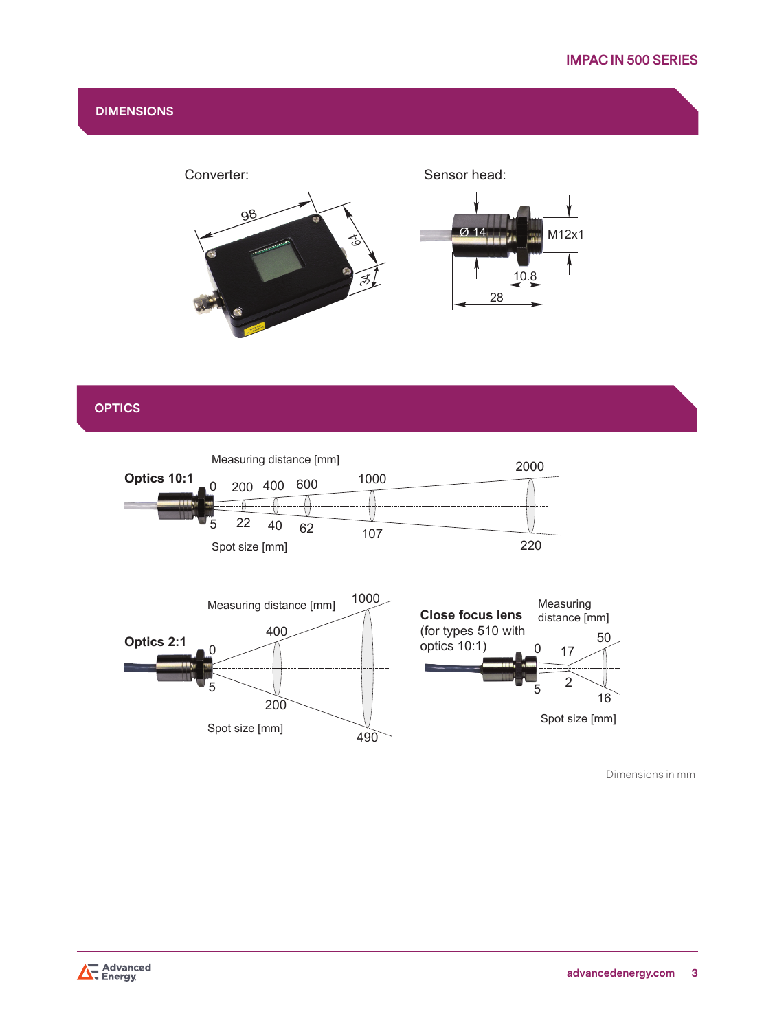## DIMENSIONS

Converter:

98

64

34

Sensor head:

Ø 14

M12x1

10.8

28

## OPTICS

**Optics 10:1**

Measuring distance [mm]

0 200 400 600 1000 2000

5 22 40 62 107 220

Spot size [mm]

**Optics 2:1**

Measuring distance [mm]

0 400 1000

5 200 490

Spot size [mm]

**Close focus lens**
(for types 510 with optics 10:1)

Measuring distance [mm]

0 17 50

5 2 16

Spot size [mm]

Dimensions in mm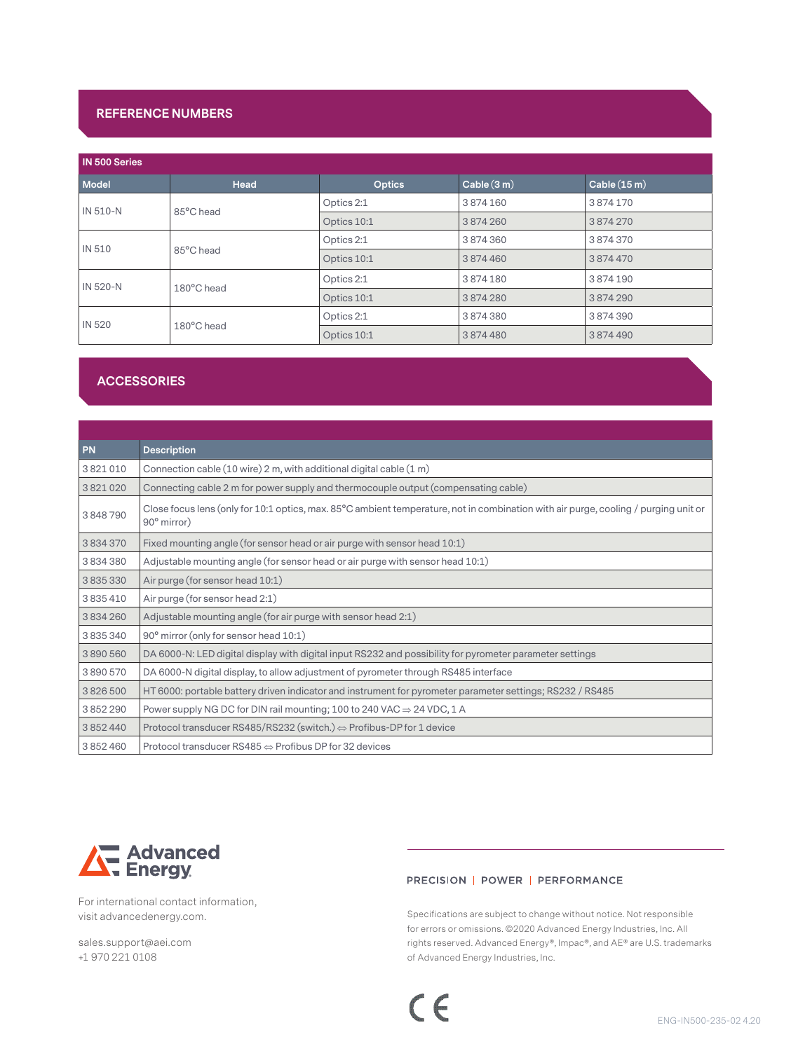## REFERENCE NUMBERS

**IN 500 Series**

| Model | Head | Optics | Cable (3 m) | Cable (15 m) |
|---|---|---|---|---|
| IN 510-N | 85°C head | Optics 2:1 | 3 874 160 | 3 874 170 |
| | | Optics 10:1 | 3 874 260 | 3 874 270 |
| IN 510 | 85°C head | Optics 2:1 | 3 874 360 | 3 874 370 |
| | | Optics 10:1 | 3 874 460 | 3 874 470 |
| IN 520-N | 180°C head | Optics 2:1 | 3 874 180 | 3 874 190 |
| | | Optics 10:1 | 3 874 280 | 3 874 290 |
| IN 520 | 180°C head | Optics 2:1 | 3 874 380 | 3 874 390 |
| | | Optics 10:1 | 3 874 480 | 3 874 490 |

## ACCESSORIES

| PN | Description |
|---|---|
| 3 821 010 | Connection cable (10 wire) 2 m, with additional digital cable (1 m) |
| 3 821 020 | Connecting cable 2 m for power supply and thermocouple output (compensating cable) |
| 3 848 790 | Close focus lens (only for 10:1 optics, max. 85°C ambient temperature, not in combination with air purge, cooling / purging unit or 90° mirror) |
| 3 834 370 | Fixed mounting angle (for sensor head or air purge with sensor head 10:1) |
| 3 834 380 | Adjustable mounting angle (for sensor head or air purge with sensor head 10:1) |
| 3 835 330 | Air purge (for sensor head 10:1) |
| 3 835 410 | Air purge (for sensor head 2:1) |
| 3 834 260 | Adjustable mounting angle (for air purge with sensor head 2:1) |
| 3 835 340 | 90° mirror (only for sensor head 10:1) |
| 3 890 560 | DA 6000-N: LED digital display with digital input RS232 and possibility for pyrometer parameter settings |
| 3 890 570 | DA 6000-N digital display, to allow adjustment of pyrometer through RS485 interface |
| 3 826 500 | HT 6000: portable battery driven indicator and instrument for pyrometer parameter settings; RS232 / RS485 |
| 3 852 290 | Power supply NG DC for DIN rail mounting; 100 to 240 VAC ⇒ 24 VDC, 1 A |
| 3 852 440 | Protocol transducer RS485/RS232 (switch.) ⇔ Profibus-DP for 1 device |
| 3 852 460 | Protocol transducer RS485 ⇔ Profibus DP for 32 devices |

Advanced Energy

For international contact information, visit advancedenergy.com.

sales.support@aei.com
+1 970 221 0108

PRECISION | POWER | PERFORMANCE

Specifications are subject to change without notice. Not responsible for errors or omissions. ©2020 Advanced Energy Industries, Inc. All rights reserved. Advanced Energy®, Impac®, and AE® are U.S. trademarks of Advanced Energy Industries, Inc.

CE

ENG-IN500-235-02 4.20